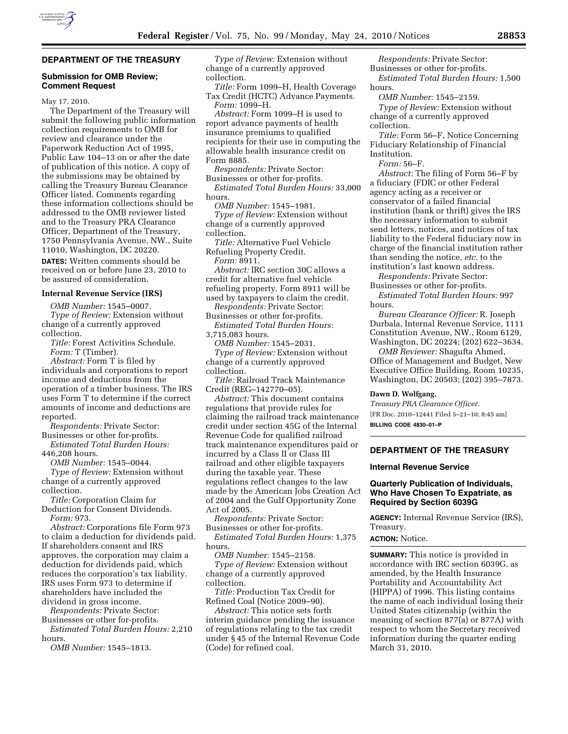## DEPARTMENT OF THE TREASURY

### Submission for OMB Review; Comment Request

May 17, 2010.

The Department of the Treasury will submit the following public information collection requirements to OMB for review and clearance under the Paperwork Reduction Act of 1995, Public Law 104–13 on or after the date of publication of this notice. A copy of the submissions may be obtained by calling the Treasury Bureau Clearance Officer listed. Comments regarding these information collections should be addressed to the OMB reviewer listed and to the Treasury PRA Clearance Officer, Department of the Treasury, 1750 Pennsylvania Avenue, NW., Suite 11010, Washington, DC 20220.

**DATES:** Written comments should be received on or before June 23, 2010 to be assured of consideration.

### Internal Revenue Service (IRS)

*OMB Number:* 1545–0007.

*Type of Review:* Extension without change of a currently approved collection.

*Title:* Forest Activities Schedule.

*Form:* T (Timber).

*Abstract:* Form T is filed by individuals and corporations to report income and deductions from the operation of a timber business. The IRS uses Form T to determine if the correct amounts of income and deductions are reported.

*Respondents:* Private Sector: Businesses or other for-profits.

*Estimated Total Burden Hours:* 446,208 hours.

*OMB Number:* 1545–0044.

*Type of Review:* Extension without change of a currently approved collection.

*Title:* Corporation Claim for Deduction for Consent Dividends.

*Form:* 973.

*Abstract:* Corporations file Form 973 to claim a deduction for dividends paid. If shareholders consent and IRS approves, the corporation may claim a deduction for dividends paid, which reduces the corporation's tax liability. IRS uses Form 973 to determine if shareholders have included the dividend in gross income.

*Respondents:* Private Sector: Businesses or other for-profits.

*Estimated Total Burden Hours:* 2,210 hours.

*OMB Number:* 1545–1813.

*Type of Review:* Extension without change of a currently approved collection.

*Title:* Form 1099–H, Health Coverage Tax Credit (HCTC) Advance Payments.

*Form:* 1099–H.

*Abstract:* Form 1099–H is used to report advance payments of health insurance premiums to qualified recipients for their use in computing the allowable health insurance credit on Form 8885.

*Respondents:* Private Sector: Businesses or other for-profits.

*Estimated Total Burden Hours:* 33,000 hours.

*OMB Number:* 1545–1981.

*Type of Review:* Extension without change of a currently approved collection.

*Title:* Alternative Fuel Vehicle Refueling Property Credit.

*Form:* 8911.

*Abstract:* IRC section 30C allows a credit for alternative fuel vehicle refueling property. Form 8911 will be used by taxpayers to claim the credit.

*Respondents:* Private Sector: Businesses or other for-profits.

*Estimated Total Burden Hours:* 3,715,083 hours.

*OMB Number:* 1545–2031.

*Type of Review:* Extension without change of a currently approved collection.

*Title:* Railroad Track Maintenance Credit (REG–142770–05).

*Abstract:* This document contains regulations that provide rules for claiming the railroad track maintenance credit under section 45G of the Internal Revenue Code for qualified railroad track maintenance expenditures paid or incurred by a Class II or Class III railroad and other eligible taxpayers during the taxable year. These regulations reflect changes to the law made by the American Jobs Creation Act of 2004 and the Gulf Opportunity Zone Act of 2005.

*Respondents:* Private Sector: Businesses or other for-profits.

*Estimated Total Burden Hours:* 1,375 hours.

*OMB Number:* 1545–2158.

*Type of Review:* Extension without change of a currently approved collection.

*Title:* Production Tax Credit for Refined Coal (Notice 2009–90).

*Abstract:* This notice sets forth interim guidance pending the issuance of regulations relating to the tax credit under § 45 of the Internal Revenue Code (Code) for refined coal.

*Respondents:* Private Sector: Businesses or other for-profits.

*Estimated Total Burden Hours:* 1,500 hours.

*OMB Number:* 1545–2159.

*Type of Review:* Extension without change of a currently approved collection.

*Title:* Form 56–F, Notice Concerning Fiduciary Relationship of Financial Institution.

*Form:* 56–F.

*Abstract:* The filing of Form 56–F by a fiduciary (FDIC or other Federal agency acting as a receiver or conservator of a failed financial institution (bank or thrift) gives the IRS the necessary information to submit send letters, notices, and notices of tax liability to the Federal fiduciary now in charge of the financial institution rather than sending the notice, *etc.* to the institution's last known address.

*Respondents:* Private Sector: Businesses or other for-profits.

*Estimated Total Burden Hours:* 997 hours.

*Bureau Clearance Officer:* R. Joseph Durbala, Internal Revenue Service, 1111 Constitution Avenue, NW., Room 6129, Washington, DC 20224; (202) 622–3634.

*OMB Reviewer:* Shagufta Ahmed, Office of Management and Budget, New Executive Office Building, Room 10235, Washington, DC 20503; (202) 395–7873.

**Dawn D. Wolfgang,**

*Treasury PRA Clearance Officer.*

[FR Doc. 2010–12441 Filed 5–21–10; 8:45 am]

**BILLING CODE 4830–01–P**

## DEPARTMENT OF THE TREASURY

### Internal Revenue Service

### Quarterly Publication of Individuals, Who Have Chosen To Expatriate, as Required by Section 6039G

**AGENCY:** Internal Revenue Service (IRS), Treasury.

**ACTION:** Notice.

**SUMMARY:** This notice is provided in accordance with IRC section 6039G, as amended, by the Health Insurance Portability and Accountability Act (HIPPA) of 1996. This listing contains the name of each individual losing their United States citizenship (within the meaning of section 877(a) or 877A) with respect to whom the Secretary received information during the quarter ending March 31, 2010.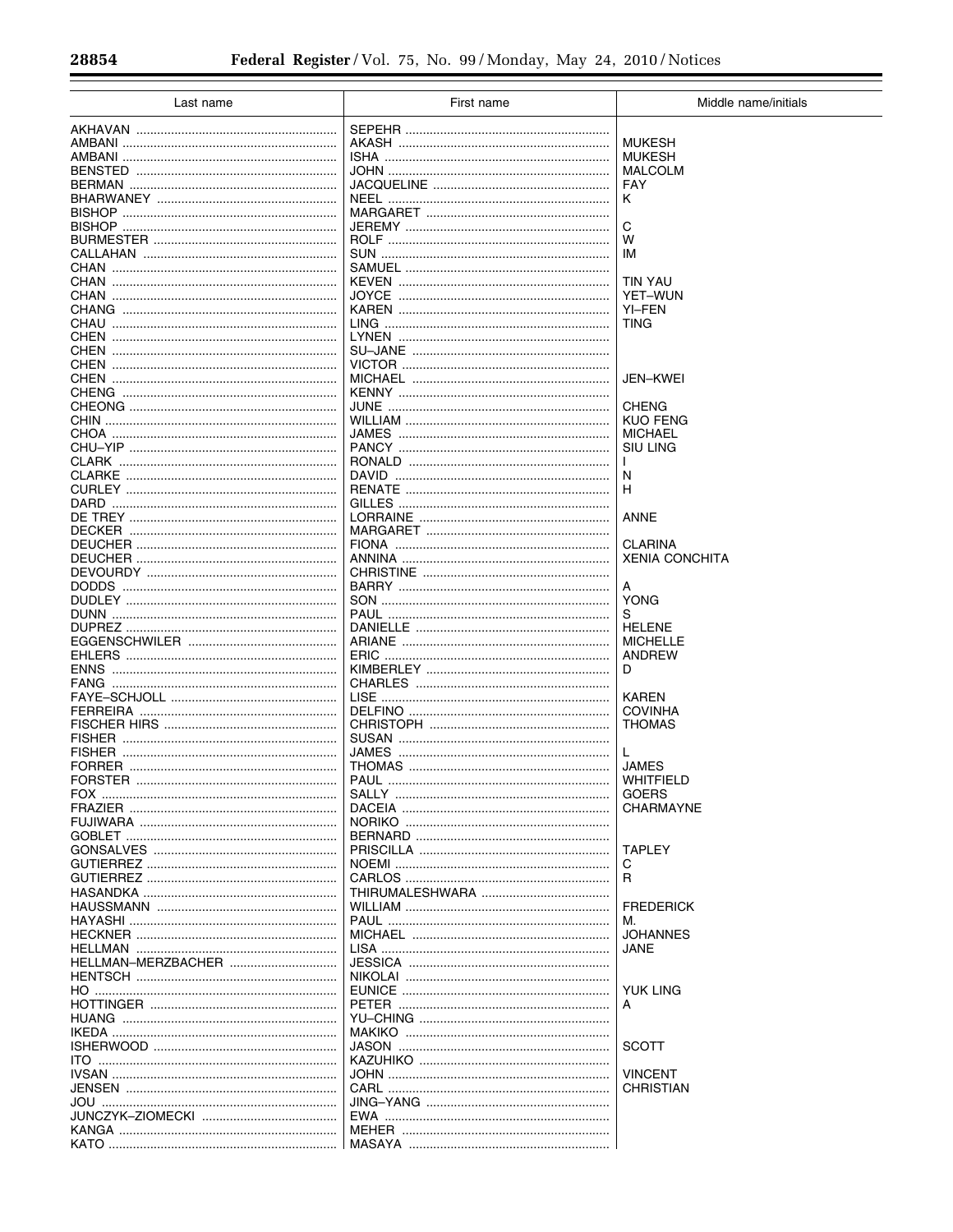| Last name | First name | Middle name/initials |
|---|---|---|
| AKHAVAN | SEPEHR | |
| AMBANI | AKASH | MUKESH |
| AMBANI | ISHA | MUKESH |
| BENSTED | JOHN | MALCOLM |
| BERMAN | JACQUELINE | FAY |
| BHARWANEY | NEEL | K |
| BISHOP | MARGARET | |
| BISHOP | JEREMY | C |
| BURMESTER | ROLF | W |
| CALLAHAN | SUN | IM |
| CHAN | SAMUEL | |
| CHAN | KEVEN | TIN YAU |
| CHAN | JOYCE | YET–WUN |
| CHANG | KAREN | YI–FEN |
| CHAU | LING | TING |
| CHEN | LYNEN | |
| CHEN | SU–JANE | |
| CHEN | VICTOR | |
| CHEN | MICHAEL | JEN–KWEI |
| CHENG | KENNY | |
| CHEONG | JUNE | CHENG |
| CHIN | WILLIAM | KUO FENG |
| CHOA | JAMES | MICHAEL |
| CHU–YIP | PANCY | SIU LING |
| CLARK | RONALD | I |
| CLARKE | DAVID | N |
| CURLEY | RENATE | H |
| DARD | GILLES | |
| DE TREY | LORRAINE | ANNE |
| DECKER | MARGARET | |
| DEUCHER | FIONA | CLARINA |
| DEUCHER | ANNINA | XENIA CONCHITA |
| DEVOURDY | CHRISTINE | |
| DODDS | BARRY | A |
| DUDLEY | SON | YONG |
| DUNN | PAUL | S |
| DUPREZ | DANIELLE | HELENE |
| EGGENSCHWILER | ARIANE | MICHELLE |
| EHLERS | ERIC | ANDREW |
| ENNS | KIMBERLEY | D |
| FANG | CHARLES | |
| FAYE–SCHJOLL | LISE | KAREN |
| FERREIRA | DELFINO | COVINHA |
| FISCHER HIRS | CHRISTOPH | THOMAS |
| FISHER | SUSAN | |
| FISHER | JAMES | L |
| FORRER | THOMAS | JAMES |
| FORSTER | PAUL | WHITFIELD |
| FOX | SALLY | GOERS |
| FRAZIER | DACEIA | CHARMAYNE |
| FUJIWARA | NORIKO | |
| GOBLET | BERNARD | |
| GONSALVES | PRISCILLA | TAPLEY |
| GUTIERREZ | NOEMI | C |
| GUTIERREZ | CARLOS | R |
| HASANDKA | THIRUMALESHWARA | |
| HAUSSMANN | WILLIAM | FREDERICK |
| HAYASHI | PAUL | M. |
| HECKNER | MICHAEL | JOHANNES |
| HELLMAN | LISA | JANE |
| HELLMAN–MERZBACHER | JESSICA | |
| HENTSCH | NIKOLAI | |
| HO | EUNICE | YUK LING |
| HOTTINGER | PETER | A |
| HUANG | YU–CHING | |
| IKEDA | MAKIKO | |
| ISHERWOOD | JASON | SCOTT |
| ITO | KAZUHIKO | |
| IVSAN | JOHN | VINCENT |
| JENSEN | CARL | CHRISTIAN |
| JOU | JING–YANG | |
| JUNCZYK–ZIOMECKI | EWA | |
| KANGA | MEHER | |
| KATO | MASAYA | |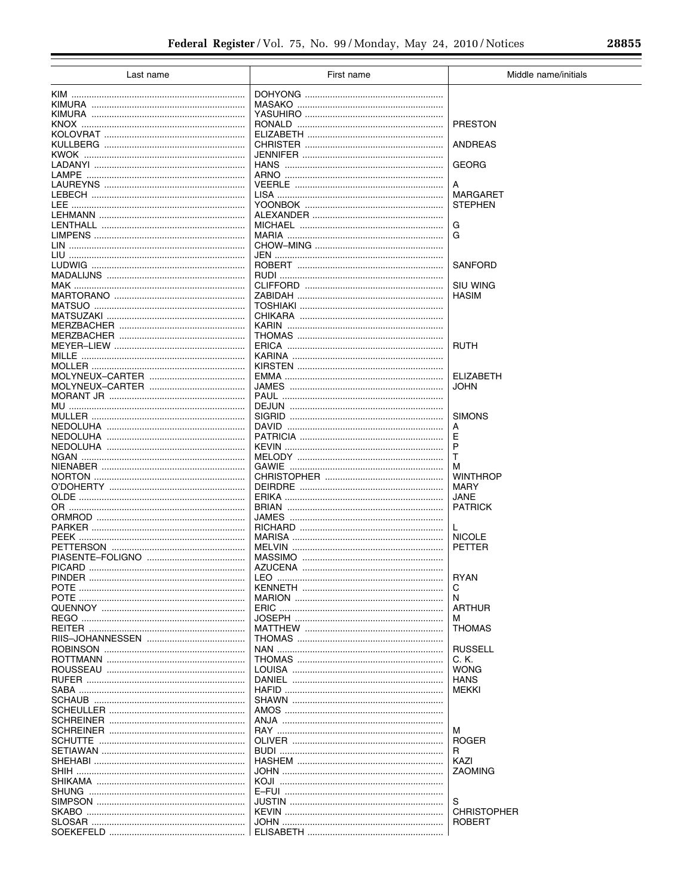| Last name | First name | Middle name/initials |
|---|---|---|
| KIM | DOHYONG | |
| KIMURA | MASAKO | |
| KIMURA | YASUHIRO | |
| KNOX | RONALD | PRESTON |
| KOLOVRAT | ELIZABETH | |
| KULLBERG | CHRISTER | ANDREAS |
| KWOK | JENNIFER | |
| LADANYI | HANS | GEORG |
| LAMPE | ARNO | |
| LAUREYNS | VEERLE | A |
| LEBECH | LISA | MARGARET |
| LEE | YOONBOK | STEPHEN |
| LEHMANN | ALEXANDER | |
| LENTHALL | MICHAEL | G |
| LIMPENS | MARIA | G |
| LIN | CHOW–MING | |
| LIU | JEN | |
| LUDWIG | ROBERT | SANFORD |
| MADALIJNS | RUDI | |
| MAK | CLIFFORD | SIU WING |
| MARTORANO | ZABIDAH | HASIM |
| MATSUO | TOSHIAKI | |
| MATSUZAKI | CHIKARA | |
| MERZBACHER | KARIN | |
| MERZBACHER | THOMAS | |
| MEYER–LIEW | ERICA | RUTH |
| MILLE | KARINA | |
| MOLLER | KIRSTEN | |
| MOLYNEUX–CARTER | EMMA | ELIZABETH |
| MOLYNEUX–CARTER | JAMES | JOHN |
| MORANT JR | PAUL | |
| MU | DEJUN | |
| MULLER | SIGRID | SIMONS |
| NEDOLUHA | DAVID | A |
| NEDOLUHA | PATRICIA | E |
| NEDOLUHA | KEVIN | P |
| NGAN | MELODY | T |
| NIENABER | GAWIE | M |
| NORTON | CHRISTOPHER | WINTHROP |
| O'DOHERTY | DEIRDRE | MARY |
| OLDE | ERIKA | JANE |
| OR | BRIAN | PATRICK |
| ORMROD | JAMES | |
| PARKER | RICHARD | L |
| PEEK | MARISA | NICOLE |
| PETTERSON | MELVIN | PETTER |
| PIASENTE–FOLIGNO | MASSIMO | |
| PICARD | AZUCENA | |
| PINDER | LEO | RYAN |
| POTE | KENNETH | C |
| POTE | MARION | N |
| QUENNOY | ERIC | ARTHUR |
| REGO | JOSEPH | M |
| REITER | MATTHEW | THOMAS |
| RIIS–JOHANNESSEN | THOMAS | |
| ROBINSON | NAN | RUSSELL |
| ROTTMANN | THOMAS | C. K. |
| ROUSSEAU | LOUISA | WONG |
| RUFER | DANIEL | HANS |
| SABA | HAFID | MEKKI |
| SCHAUB | SHAWN | |
| SCHEULLER | AMOS | |
| SCHREINER | ANJA | |
| SCHREINER | RAY | M |
| SCHUTTE | OLIVER | ROGER |
| SETIAWAN | BUDI | R |
| SHEHABI | HASHEM | KAZI |
| SHIH | JOHN | ZAOMING |
| SHIKAMA | KOJI | |
| SHUNG | E–FUI | |
| SIMPSON | JUSTIN | S |
| SKABO | KEVIN | CHRISTOPHER |
| SLOSAR | JOHN | ROBERT |
| SOEKEFELD | ELISABETH | |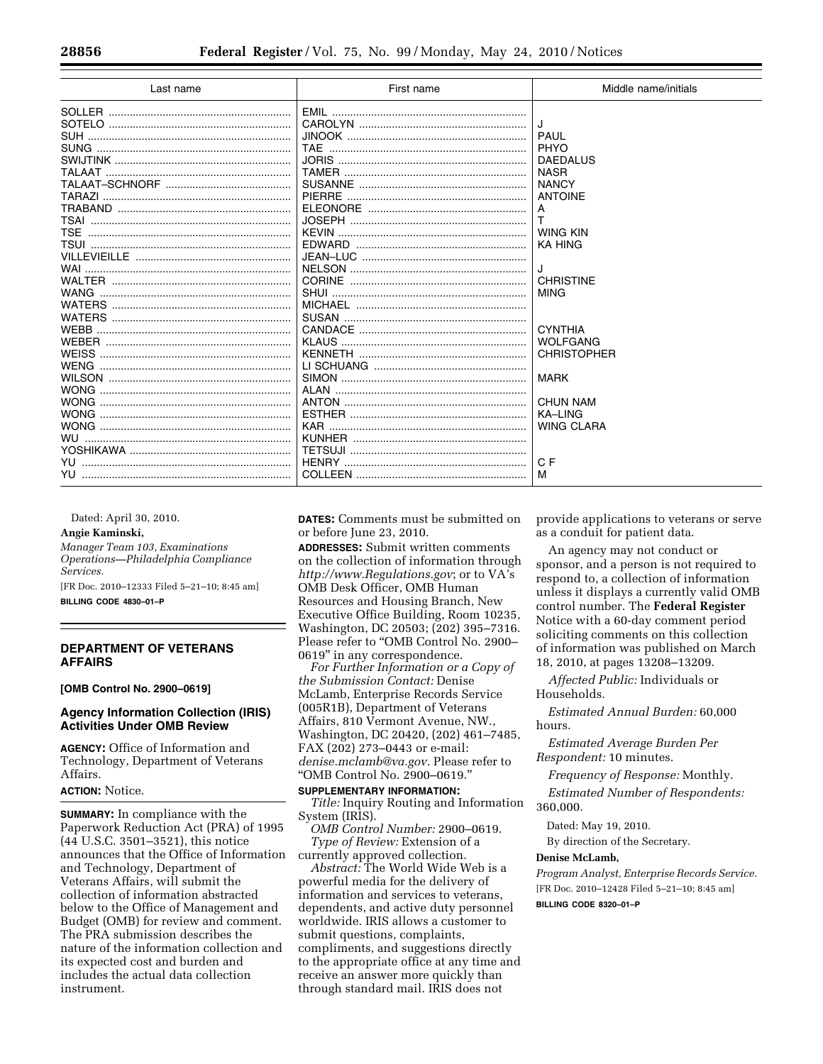| Last name | First name | Middle name/initials |
| --- | --- | --- |
| SOLLER | EMIL | |
| SOTELO | CAROLYN | J |
| SUH | JINOOK | PAUL |
| SUNG | TAE | PHYO |
| SWIJTINK | JORIS | DAEDALUS |
| TALAAT | TAMER | NASR |
| TALAAT–SCHNORF | SUSANNE | NANCY |
| TARAZI | PIERRE | ANTOINE |
| TRABAND | ELEONORE | A |
| TSAI | JOSEPH | T |
| TSE | KEVIN | WING KIN |
| TSUI | EDWARD | KA HING |
| VILLEVIEILLE | JEAN–LUC | |
| WAI | NELSON | J |
| WALTER | CORINE | CHRISTINE |
| WANG | SHUI | MING |
| WATERS | MICHAEL | |
| WATERS | SUSAN | |
| WEBB | CANDACE | CYNTHIA |
| WEBER | KLAUS | WOLFGANG |
| WEISS | KENNETH | CHRISTOPHER |
| WENG | LI SCHUANG | |
| WILSON | SIMON | MARK |
| WONG | ALAN | |
| WONG | ANTON | CHUN NAM |
| WONG | ESTHER | KA–LING |
| WONG | KAR | WING CLARA |
| WU | KUNHER | |
| YOSHIKAWA | TETSUJI | |
| YU | HENRY | C F |
| YU | COLLEEN | M |

Dated: April 30, 2010.

**Angie Kaminski,**

*Manager Team 103, Examinations Operations—Philadelphia Compliance Services.*

[FR Doc. 2010–12333 Filed 5–21–10; 8:45 am]

**BILLING CODE 4830–01–P**

## DEPARTMENT OF VETERANS AFFAIRS

**[OMB Control No. 2900–0619]**

### Agency Information Collection (IRIS) Activities Under OMB Review

**AGENCY:** Office of Information and Technology, Department of Veterans Affairs.

**ACTION:** Notice.

**SUMMARY:** In compliance with the Paperwork Reduction Act (PRA) of 1995 (44 U.S.C. 3501–3521), this notice announces that the Office of Information and Technology, Department of Veterans Affairs, will submit the collection of information abstracted below to the Office of Management and Budget (OMB) for review and comment. The PRA submission describes the nature of the information collection and its expected cost and burden and includes the actual data collection instrument.

**DATES:** Comments must be submitted on or before June 23, 2010.

**ADDRESSES:** Submit written comments on the collection of information through *http://www.Regulations.gov*; or to VA's OMB Desk Officer, OMB Human Resources and Housing Branch, New Executive Office Building, Room 10235, Washington, DC 20503; (202) 395–7316. Please refer to "OMB Control No. 2900–0619" in any correspondence.

*For Further Information or a Copy of the Submission Contact:* Denise McLamb, Enterprise Records Service (005R1B), Department of Veterans Affairs, 810 Vermont Avenue, NW., Washington, DC 20420, (202) 461–7485, FAX (202) 273–0443 or e-mail: *denise.mclamb@va.gov*. Please refer to "OMB Control No. 2900–0619."

**SUPPLEMENTARY INFORMATION:**

*Title:* Inquiry Routing and Information System (IRIS).

*OMB Control Number:* 2900–0619.

*Type of Review:* Extension of a currently approved collection.

*Abstract:* The World Wide Web is a powerful media for the delivery of information and services to veterans, dependents, and active duty personnel worldwide. IRIS allows a customer to submit questions, complaints, compliments, and suggestions directly to the appropriate office at any time and receive an answer more quickly than through standard mail. IRIS does not provide applications to veterans or serve as a conduit for patient data.

An agency may not conduct or sponsor, and a person is not required to respond to, a collection of information unless it displays a currently valid OMB control number. The **Federal Register** Notice with a 60-day comment period soliciting comments on this collection of information was published on March 18, 2010, at pages 13208–13209.

*Affected Public:* Individuals or Households.

*Estimated Annual Burden:* 60,000 hours.

*Estimated Average Burden Per Respondent:* 10 minutes.

*Frequency of Response:* Monthly.

*Estimated Number of Respondents:* 360,000.

Dated: May 19, 2010.

By direction of the Secretary.

**Denise McLamb,**

*Program Analyst, Enterprise Records Service.*

[FR Doc. 2010–12428 Filed 5–21–10; 8:45 am]

**BILLING CODE 8320–01–P**